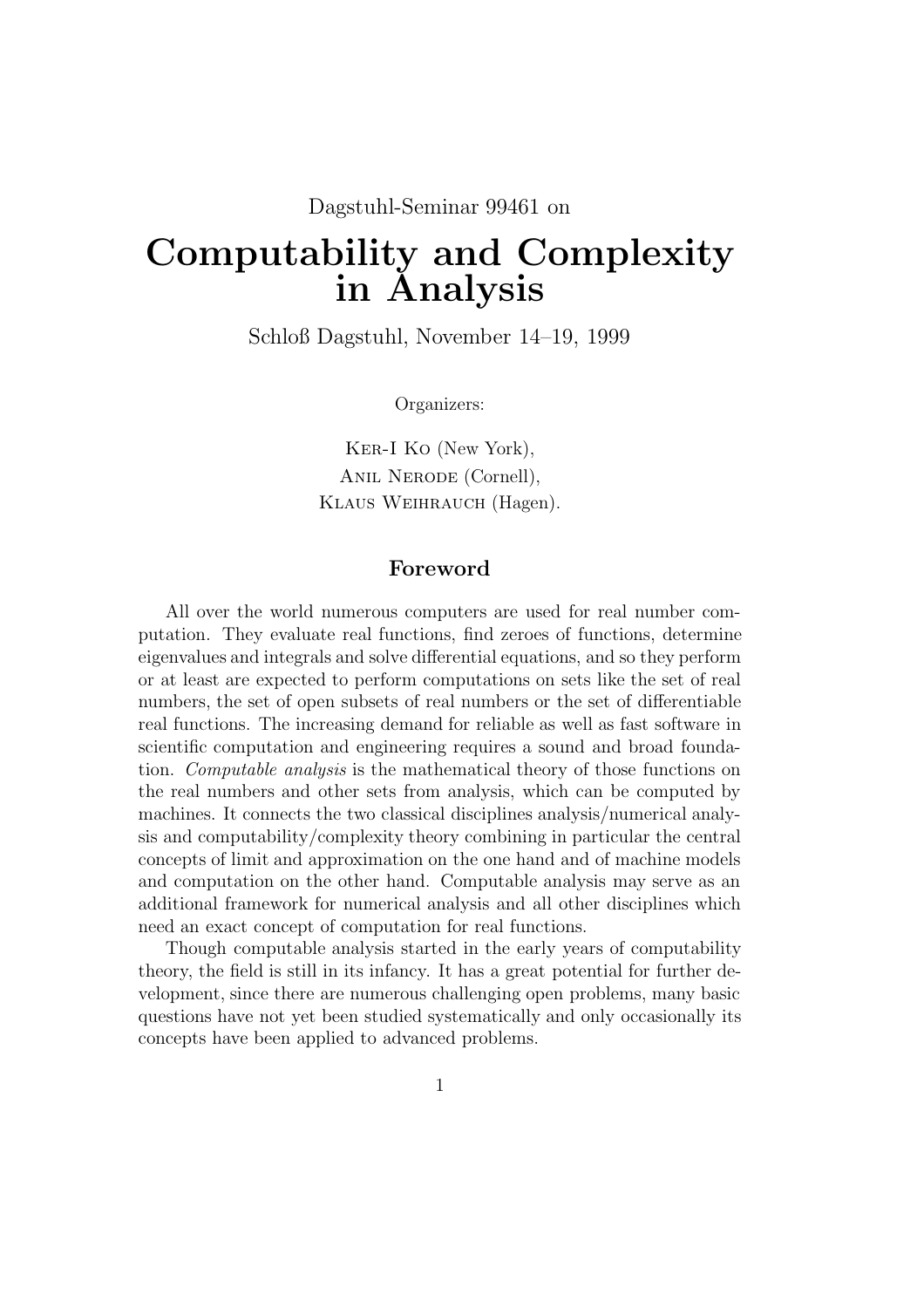Dagstuhl-Seminar 99461 on

# Computability and Complexity in Analysis

Schloß Dagstuhl, November 14–19, 1999

Organizers:

Ker-I Ko (New York),
Anil Nerode (Cornell),
Klaus Weihrauch (Hagen).

## Foreword

All over the world numerous computers are used for real number computation. They evaluate real functions, find zeroes of functions, determine eigenvalues and integrals and solve differential equations, and so they perform or at least are expected to perform computations on sets like the set of real numbers, the set of open subsets of real numbers or the set of differentiable real functions. The increasing demand for reliable as well as fast software in scientific computation and engineering requires a sound and broad foundation. *Computable analysis* is the mathematical theory of those functions on the real numbers and other sets from analysis, which can be computed by machines. It connects the two classical disciplines analysis/numerical analysis and computability/complexity theory combining in particular the central concepts of limit and approximation on the one hand and of machine models and computation on the other hand. Computable analysis may serve as an additional framework for numerical analysis and all other disciplines which need an exact concept of computation for real functions.

Though computable analysis started in the early years of computability theory, the field is still in its infancy. It has a great potential for further development, since there are numerous challenging open problems, many basic questions have not yet been studied systematically and only occasionally its concepts have been applied to advanced problems.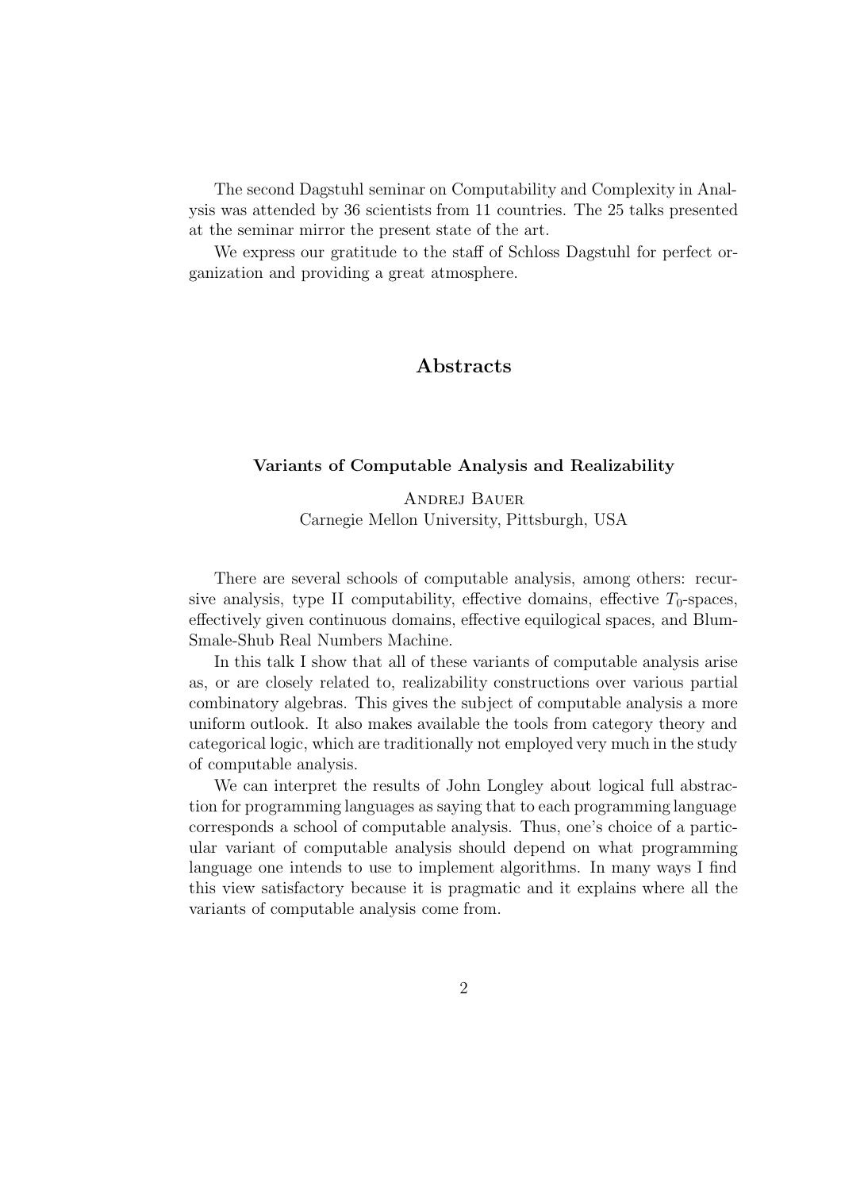The second Dagstuhl seminar on Computability and Complexity in Analysis was attended by 36 scientists from 11 countries. The 25 talks presented at the seminar mirror the present state of the art.

We express our gratitude to the staff of Schloss Dagstuhl for perfect organization and providing a great atmosphere.

# Abstracts

### Variants of Computable Analysis and Realizability

Andrej Bauer
Carnegie Mellon University, Pittsburgh, USA

There are several schools of computable analysis, among others: recursive analysis, type II computability, effective domains, effective $T_0$-spaces, effectively given continuous domains, effective equilogical spaces, and Blum-Smale-Shub Real Numbers Machine.

In this talk I show that all of these variants of computable analysis arise as, or are closely related to, realizability constructions over various partial combinatory algebras. This gives the subject of computable analysis a more uniform outlook. It also makes available the tools from category theory and categorical logic, which are traditionally not employed very much in the study of computable analysis.

We can interpret the results of John Longley about logical full abstraction for programming languages as saying that to each programming language corresponds a school of computable analysis. Thus, one's choice of a particular variant of computable analysis should depend on what programming language one intends to use to implement algorithms. In many ways I find this view satisfactory because it is pragmatic and it explains where all the variants of computable analysis come from.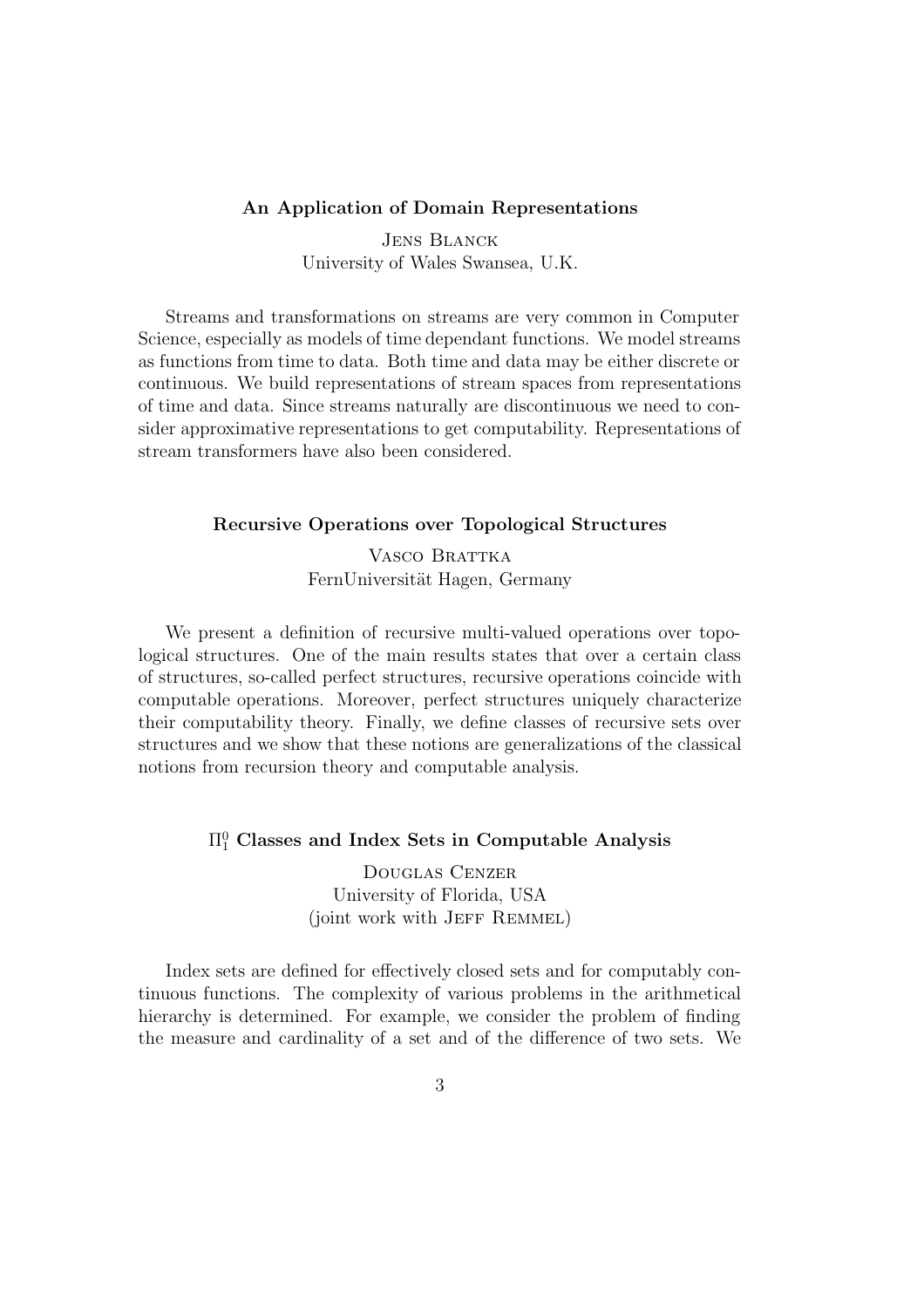### An Application of Domain Representations

Jens Blanck
University of Wales Swansea, U.K.

Streams and transformations on streams are very common in Computer Science, especially as models of time dependant functions. We model streams as functions from time to data. Both time and data may be either discrete or continuous. We build representations of stream spaces from representations of time and data. Since streams naturally are discontinuous we need to consider approximative representations to get computability. Representations of stream transformers have also been considered.

### Recursive Operations over Topological Structures

Vasco Brattka
FernUniversität Hagen, Germany

We present a definition of recursive multi-valued operations over topological structures. One of the main results states that over a certain class of structures, so-called perfect structures, recursive operations coincide with computable operations. Moreover, perfect structures uniquely characterize their computability theory. Finally, we define classes of recursive sets over structures and we show that these notions are generalizations of the classical notions from recursion theory and computable analysis.

### $\Pi^0_1$ Classes and Index Sets in Computable Analysis

Douglas Cenzer
University of Florida, USA
(joint work with Jeff Remmel)

Index sets are defined for effectively closed sets and for computably continuous functions. The complexity of various problems in the arithmetical hierarchy is determined. For example, we consider the problem of finding the measure and cardinality of a set and of the difference of two sets. We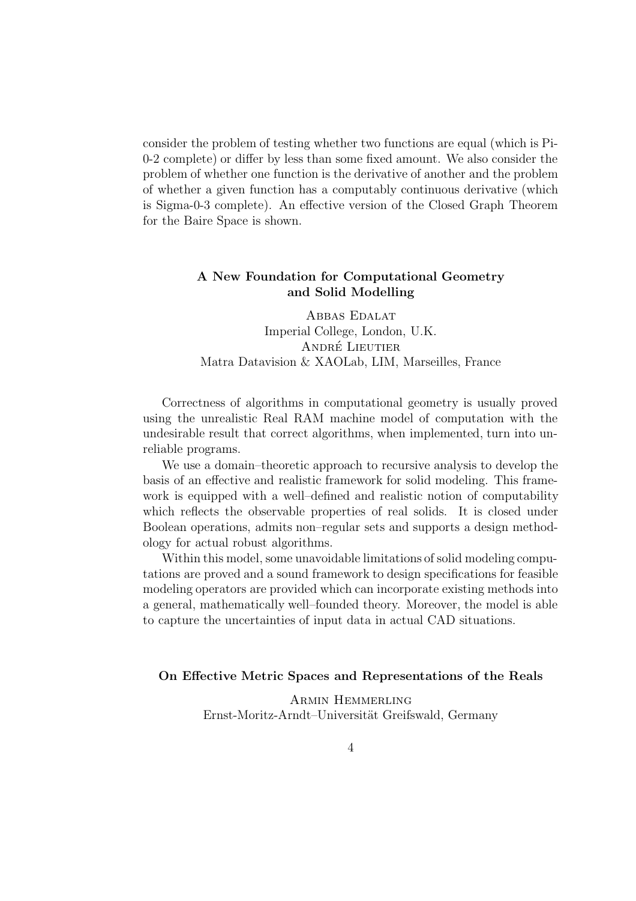consider the problem of testing whether two functions are equal (which is Pi-0-2 complete) or differ by less than some fixed amount. We also consider the problem of whether one function is the derivative of another and the problem of whether a given function has a computably continuous derivative (which is Sigma-0-3 complete). An effective version of the Closed Graph Theorem for the Baire Space is shown.

### A New Foundation for Computational Geometry and Solid Modelling

Abbas Edalat
Imperial College, London, U.K.
André Lieutier
Matra Datavision & XAOLab, LIM, Marseilles, France

Correctness of algorithms in computational geometry is usually proved using the unrealistic Real RAM machine model of computation with the undesirable result that correct algorithms, when implemented, turn into unreliable programs.

We use a domain–theoretic approach to recursive analysis to develop the basis of an effective and realistic framework for solid modeling. This framework is equipped with a well–defined and realistic notion of computability which reflects the observable properties of real solids. It is closed under Boolean operations, admits non–regular sets and supports a design methodology for actual robust algorithms.

Within this model, some unavoidable limitations of solid modeling computations are proved and a sound framework to design specifications for feasible modeling operators are provided which can incorporate existing methods into a general, mathematically well–founded theory. Moreover, the model is able to capture the uncertainties of input data in actual CAD situations.

### On Effective Metric Spaces and Representations of the Reals

Armin Hemmerling
Ernst-Moritz-Arndt–Universität Greifswald, Germany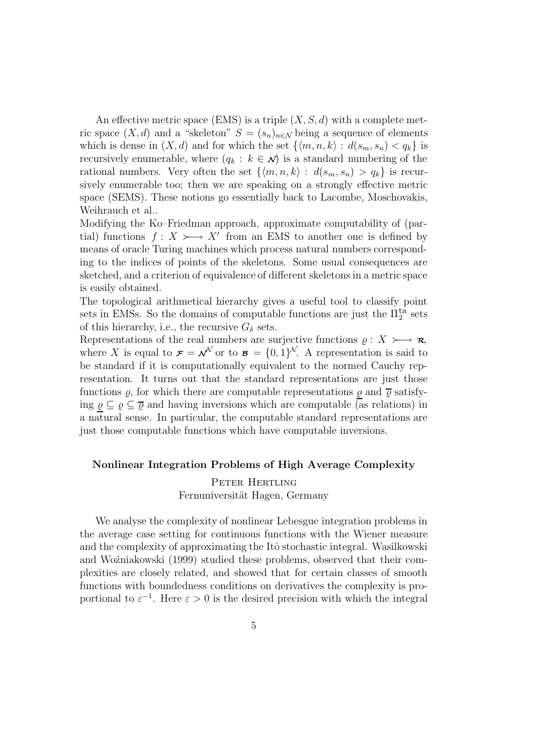An effective metric space (EMS) is a triple $(X, S, d)$ with a complete metric space $(X, d)$ and a "skeleton" $S = (s_n)_{n \in \mathcal{N}}$ being a sequence of elements which is dense in $(X, d)$ and for which the set $\{\langle m, n, k\rangle : d(s_m, s_n) < q_k\}$ is recursively enumerable, where $(q_k : k \in \mathcal{N})$ is a standard numbering of the rational numbers. Very often the set $\{\langle m, n, k\rangle : d(s_m, s_n) > q_k\}$ is recursively enumerable too; then we are speaking on a strongly effective metric space (SEMS). These notions go essentially back to Lacombe, Moschovakis, Weihrauch et al..

Modifying the Ko–Friedman approach, approximate computability of (partial) functions $f : X \rightarrowtail X'$ from an EMS to another one is defined by means of oracle Turing machines which process natural numbers corresponding to the indices of points of the skeletons. Some usual consequences are sketched, and a criterion of equivalence of different skeletons in a metric space is easily obtained.

The topological arithmetical hierarchy gives a useful tool to classify point sets in EMSs. So the domains of computable functions are just the $\Pi_2^{\mathrm{ta}}$ sets of this hierarchy, i.e., the recursive $G_\delta$ sets.

Representations of the real numbers are surjective functions $\varrho : X \rightarrowtail \mathcal{R}$, where $X$ is equal to $\mathcal{F} = \mathcal{N}^{\mathcal{N}}$ or to $\mathcal{B} = \{0, 1\}^{\mathcal{N}}$. A representation is said to be standard if it is computationally equivalent to the normed Cauchy representation. It turns out that the standard representations are just those functions $\varrho$, for which there are computable representations $\underline{\varrho}$ and $\overline{\varrho}$ satisfying $\underline{\varrho} \subseteq \varrho \subseteq \overline{\varrho}$ and having inversions which are computable (as relations) in a natural sense. In particular, the computable standard representations are just those computable functions which have computable inversions.

### Nonlinear Integration Problems of High Average Complexity

Peter Hertling
Fernuniversität Hagen, Germany

We analyse the complexity of nonlinear Lebesgue integration problems in the average case setting for continuous functions with the Wiener measure and the complexity of approximating the Itô stochastic integral. Wasilkowski and Woźniakowski (1999) studied these problems, observed that their complexities are closely related, and showed that for certain classes of smooth functions with boundedness conditions on derivatives the complexity is proportional to $\varepsilon^{-1}$. Here $\varepsilon > 0$ is the desired precision with which the integral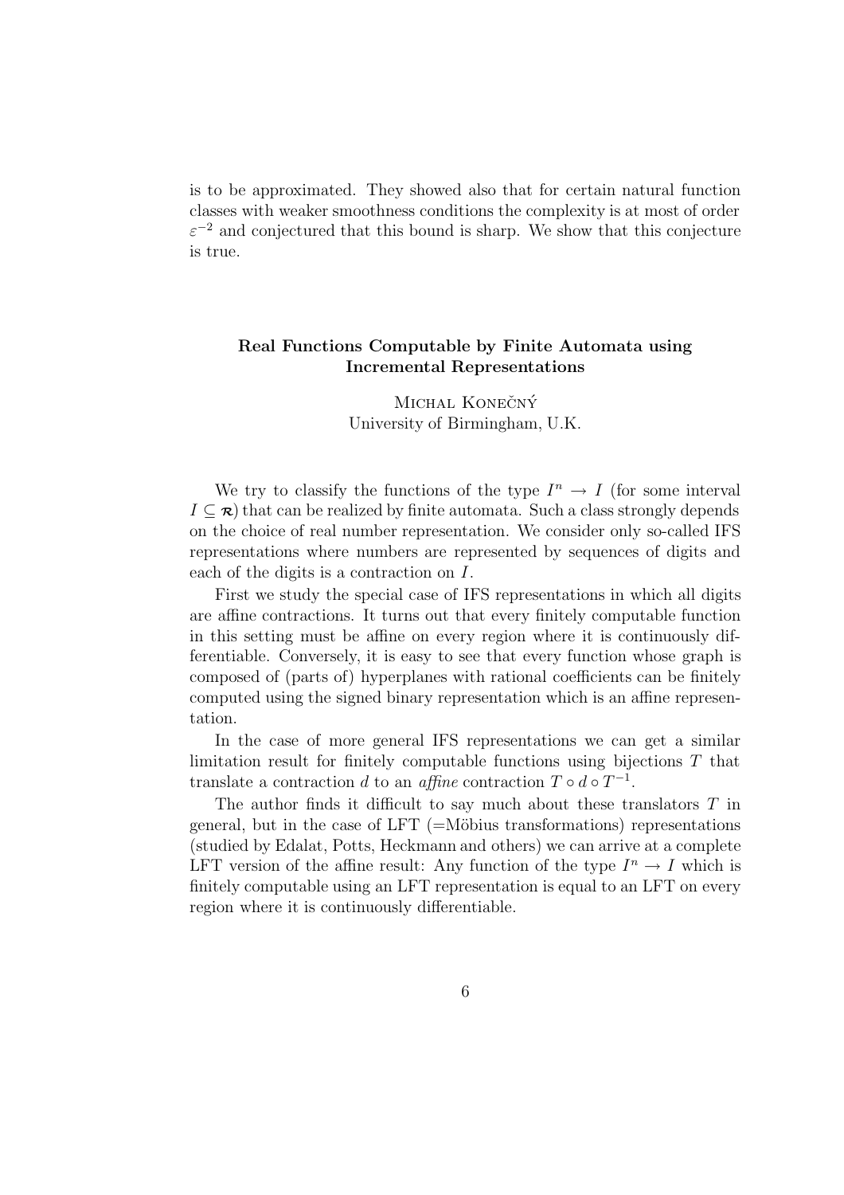is to be approximated. They showed also that for certain natural function classes with weaker smoothness conditions the complexity is at most of order $\varepsilon^{-2}$ and conjectured that this bound is sharp. We show that this conjecture is true.

### Real Functions Computable by Finite Automata using Incremental Representations

Michal Konečný
University of Birmingham, U.K.

We try to classify the functions of the type $I^n \to I$ (for some interval $I \subseteq \mathbb{R}$) that can be realized by finite automata. Such a class strongly depends on the choice of real number representation. We consider only so-called IFS representations where numbers are represented by sequences of digits and each of the digits is a contraction on $I$.

First we study the special case of IFS representations in which all digits are affine contractions. It turns out that every finitely computable function in this setting must be affine on every region where it is continuously differentiable. Conversely, it is easy to see that every function whose graph is composed of (parts of) hyperplanes with rational coefficients can be finitely computed using the signed binary representation which is an affine representation.

In the case of more general IFS representations we can get a similar limitation result for finitely computable functions using bijections $T$ that translate a contraction $d$ to an *affine* contraction $T \circ d \circ T^{-1}$.

The author finds it difficult to say much about these translators $T$ in general, but in the case of LFT (=Möbius transformations) representations (studied by Edalat, Potts, Heckmann and others) we can arrive at a complete LFT version of the affine result: Any function of the type $I^n \to I$ which is finitely computable using an LFT representation is equal to an LFT on every region where it is continuously differentiable.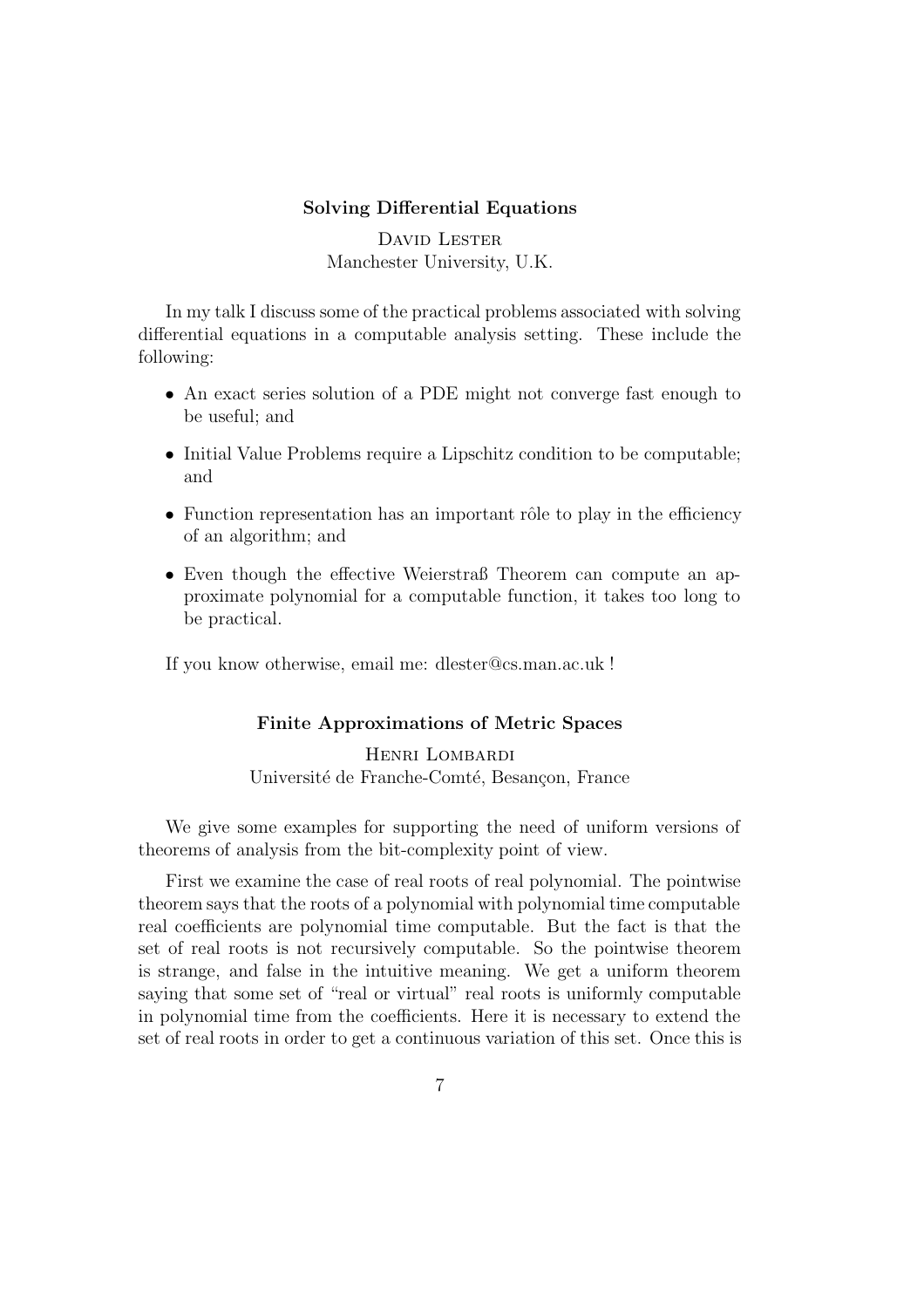### Solving Differential Equations

David Lester
Manchester University, U.K.

In my talk I discuss some of the practical problems associated with solving differential equations in a computable analysis setting. These include the following:

- An exact series solution of a PDE might not converge fast enough to be useful; and
- Initial Value Problems require a Lipschitz condition to be computable; and
- Function representation has an important rôle to play in the efficiency of an algorithm; and
- Even though the effective Weierstraß Theorem can compute an approximate polynomial for a computable function, it takes too long to be practical.

If you know otherwise, email me: dlester@cs.man.ac.uk !

### Finite Approximations of Metric Spaces

Henri Lombardi
Université de Franche-Comté, Besançon, France

We give some examples for supporting the need of uniform versions of theorems of analysis from the bit-complexity point of view.

First we examine the case of real roots of real polynomial. The pointwise theorem says that the roots of a polynomial with polynomial time computable real coefficients are polynomial time computable. But the fact is that the set of real roots is not recursively computable. So the pointwise theorem is strange, and false in the intuitive meaning. We get a uniform theorem saying that some set of "real or virtual" real roots is uniformly computable in polynomial time from the coefficients. Here it is necessary to extend the set of real roots in order to get a continuous variation of this set. Once this is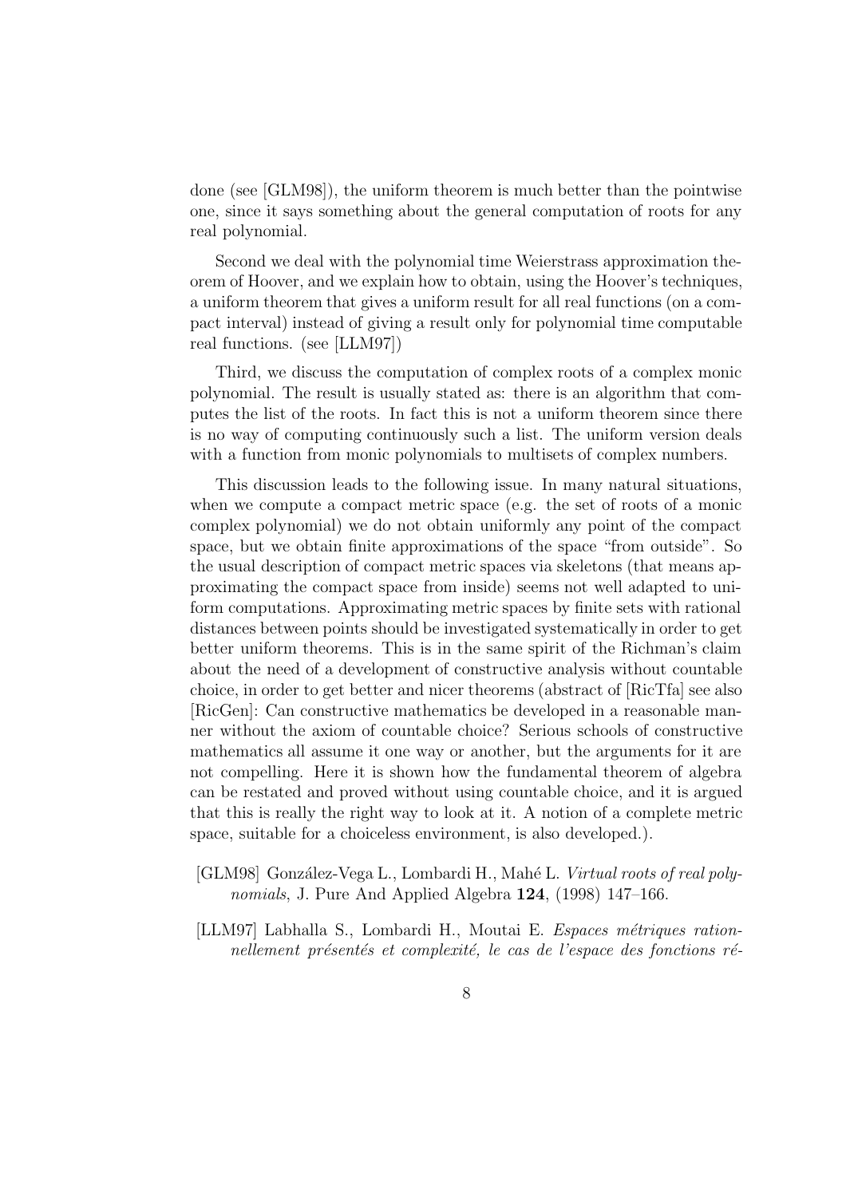done (see [GLM98]), the uniform theorem is much better than the pointwise one, since it says something about the general computation of roots for any real polynomial.

Second we deal with the polynomial time Weierstrass approximation theorem of Hoover, and we explain how to obtain, using the Hoover's techniques, a uniform theorem that gives a uniform result for all real functions (on a compact interval) instead of giving a result only for polynomial time computable real functions. (see [LLM97])

Third, we discuss the computation of complex roots of a complex monic polynomial. The result is usually stated as: there is an algorithm that computes the list of the roots. In fact this is not a uniform theorem since there is no way of computing continuously such a list. The uniform version deals with a function from monic polynomials to multisets of complex numbers.

This discussion leads to the following issue. In many natural situations, when we compute a compact metric space (e.g. the set of roots of a monic complex polynomial) we do not obtain uniformly any point of the compact space, but we obtain finite approximations of the space "from outside". So the usual description of compact metric spaces via skeletons (that means approximating the compact space from inside) seems not well adapted to uniform computations. Approximating metric spaces by finite sets with rational distances between points should be investigated systematically in order to get better uniform theorems. This is in the same spirit of the Richman's claim about the need of a development of constructive analysis without countable choice, in order to get better and nicer theorems (abstract of [RicTfa] see also [RicGen]: Can constructive mathematics be developed in a reasonable manner without the axiom of countable choice? Serious schools of constructive mathematics all assume it one way or another, but the arguments for it are not compelling. Here it is shown how the fundamental theorem of algebra can be restated and proved without using countable choice, and it is argued that this is really the right way to look at it. A notion of a complete metric space, suitable for a choiceless environment, is also developed.).

[GLM98] González-Vega L., Lombardi H., Mahé L. *Virtual roots of real polynomials*, J. Pure And Applied Algebra **124**, (1998) 147–166.

[LLM97] Labhalla S., Lombardi H., Moutai E. *Espaces métriques rationnellement présentés et complexité, le cas de l'espace des fonctions ré-*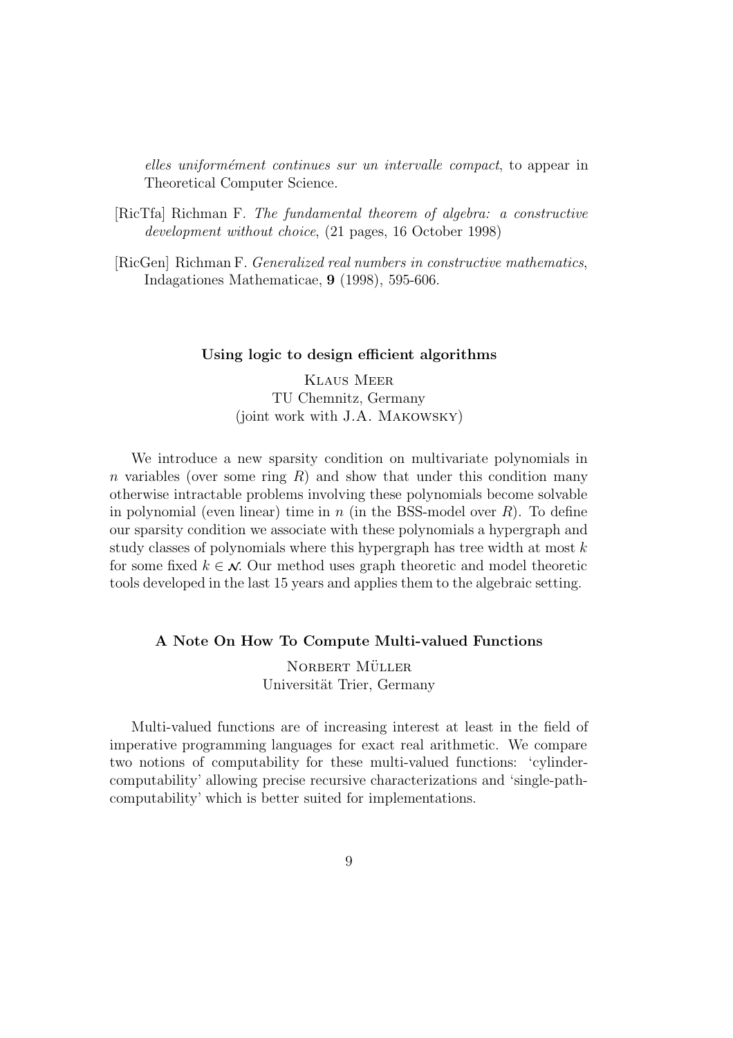*elles uniformément continues sur un intervalle compact*, to appear in Theoretical Computer Science.

[RicTfa] Richman F. *The fundamental theorem of algebra: a constructive development without choice*, (21 pages, 16 October 1998)

[RicGen] Richman F. *Generalized real numbers in constructive mathematics*, Indagationes Mathematicae, **9** (1998), 595-606.

### Using logic to design efficient algorithms

Klaus Meer
TU Chemnitz, Germany
(joint work with J.A. Makowsky)

We introduce a new sparsity condition on multivariate polynomials in $n$ variables (over some ring $R$) and show that under this condition many otherwise intractable problems involving these polynomials become solvable in polynomial (even linear) time in $n$ (in the BSS-model over $R$). To define our sparsity condition we associate with these polynomials a hypergraph and study classes of polynomials where this hypergraph has tree width at most $k$ for some fixed $k \in \mathcal{N}$. Our method uses graph theoretic and model theoretic tools developed in the last 15 years and applies them to the algebraic setting.

### A Note On How To Compute Multi-valued Functions

Norbert Müller
Universität Trier, Germany

Multi-valued functions are of increasing interest at least in the field of imperative programming languages for exact real arithmetic. We compare two notions of computability for these multi-valued functions: 'cylinder-computability' allowing precise recursive characterizations and 'single-path-computability' which is better suited for implementations.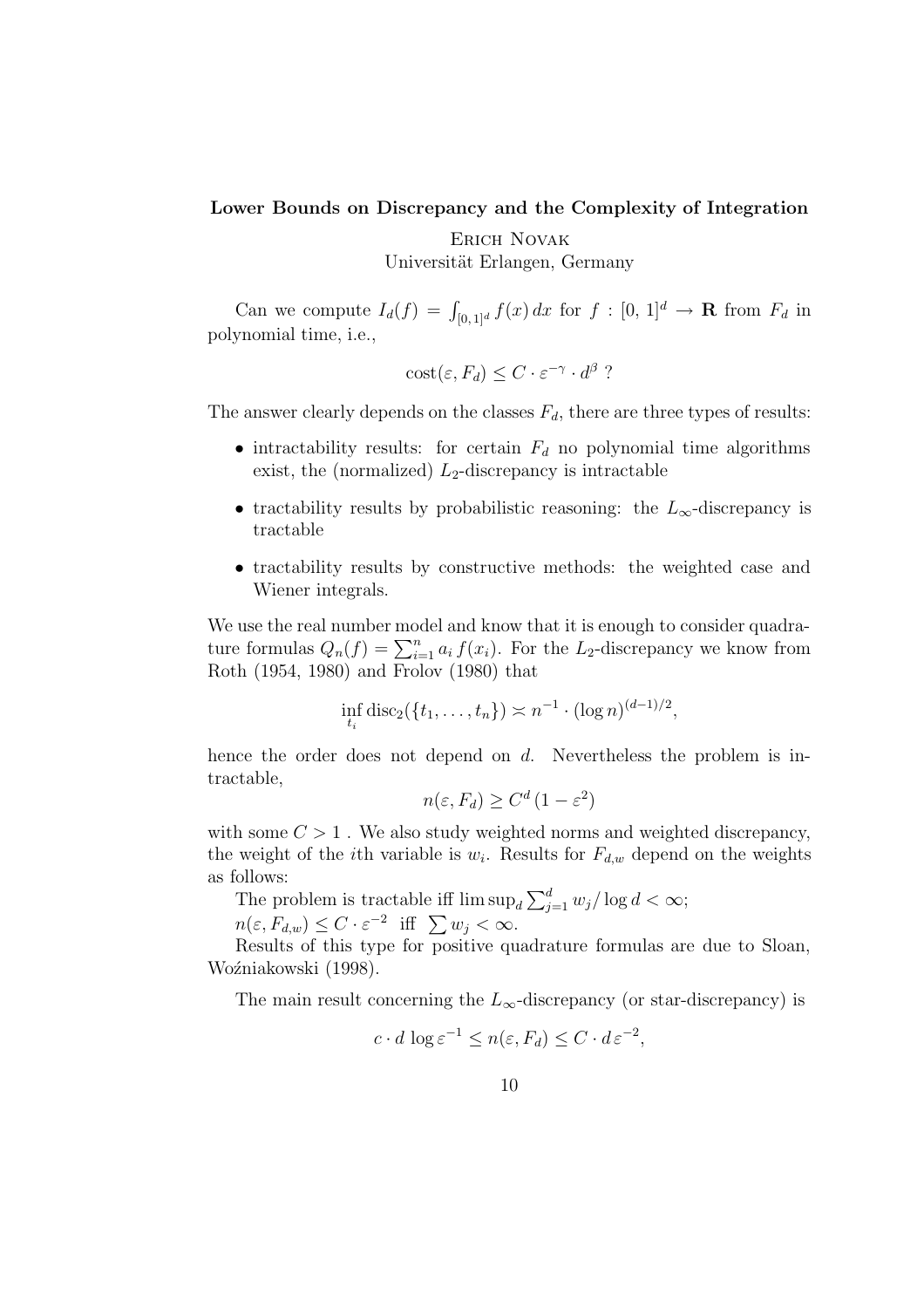**Lower Bounds on Discrepancy and the Complexity of Integration**

Erich Novak
Universität Erlangen, Germany

Can we compute $I_d(f) = \int_{[0,\,1]^d} f(x)\,dx$ for $f : [0,\,1]^d \to \mathbf{R}$ from $F_d$ in polynomial time, i.e.,

$$\mathrm{cost}(\varepsilon, F_d) \le C \cdot \varepsilon^{-\gamma} \cdot d^{\beta}\ ?$$

The answer clearly depends on the classes $F_d$, there are three types of results:

- intractability results: for certain $F_d$ no polynomial time algorithms exist, the (normalized) $L_2$-discrepancy is intractable
- tractability results by probabilistic reasoning: the $L_\infty$-discrepancy is tractable
- tractability results by constructive methods: the weighted case and Wiener integrals.

We use the real number model and know that it is enough to consider quadrature formulas $Q_n(f) = \sum_{i=1}^n a_i\, f(x_i)$. For the $L_2$-discrepancy we know from Roth (1954, 1980) and Frolov (1980) that

$$\inf_{t_i} \mathrm{disc}_2(\{t_1, \ldots, t_n\}) \asymp n^{-1} \cdot (\log n)^{(d-1)/2},$$

hence the order does not depend on $d$. Nevertheless the problem is intractable,

$$n(\varepsilon, F_d) \ge C^d\,(1 - \varepsilon^2)$$

with some $C > 1$ . We also study weighted norms and weighted discrepancy, the weight of the $i$th variable is $w_i$. Results for $F_{d,w}$ depend on the weights as follows:

The problem is tractable iff $\limsup_d \sum_{j=1}^d w_j / \log d < \infty$;
$n(\varepsilon, F_{d,w}) \le C \cdot \varepsilon^{-2}$ iff $\sum w_j < \infty$.

Results of this type for positive quadrature formulas are due to Sloan, Woźniakowski (1998).

The main result concerning the $L_\infty$-discrepancy (or star-discrepancy) is

$$c \cdot d\, \log \varepsilon^{-1} \le n(\varepsilon, F_d) \le C \cdot d\, \varepsilon^{-2},$$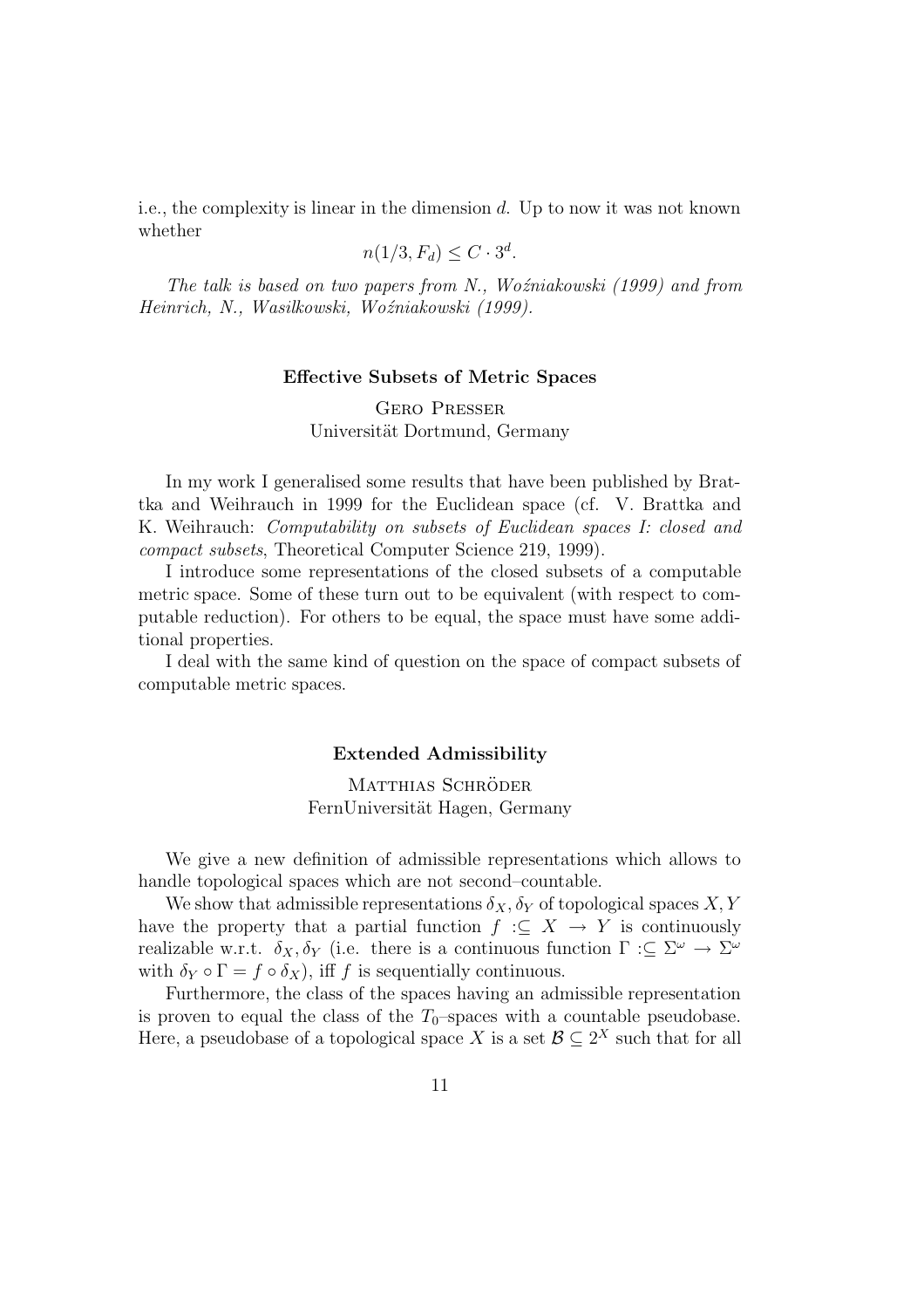i.e., the complexity is linear in the dimension $d$. Up to now it was not known whether

$$n(1/3, F_d) \leq C \cdot 3^d.$$

*The talk is based on two papers from N., Woźniakowski (1999) and from Heinrich, N., Wasilkowski, Woźniakowski (1999).*

### Effective Subsets of Metric Spaces

Gero Presser
Universität Dortmund, Germany

In my work I generalised some results that have been published by Brattka and Weihrauch in 1999 for the Euclidean space (cf. V. Brattka and K. Weihrauch: *Computability on subsets of Euclidean spaces I: closed and compact subsets*, Theoretical Computer Science 219, 1999).

I introduce some representations of the closed subsets of a computable metric space. Some of these turn out to be equivalent (with respect to computable reduction). For others to be equal, the space must have some additional properties.

I deal with the same kind of question on the space of compact subsets of computable metric spaces.

### Extended Admissibility

Matthias Schröder
FernUniversität Hagen, Germany

We give a new definition of admissible representations which allows to handle topological spaces which are not second–countable.

We show that admissible representations $\delta_X, \delta_Y$ of topological spaces $X, Y$ have the property that a partial function $f :\subseteq X \to Y$ is continuously realizable w.r.t. $\delta_X, \delta_Y$ (i.e. there is a continuous function $\Gamma :\subseteq \Sigma^\omega \to \Sigma^\omega$ with $\delta_Y \circ \Gamma = f \circ \delta_X$), iff $f$ is sequentially continuous.

Furthermore, the class of the spaces having an admissible representation is proven to equal the class of the $T_0$–spaces with a countable pseudobase. Here, a pseudobase of a topological space $X$ is a set $\mathcal{B} \subseteq 2^X$ such that for all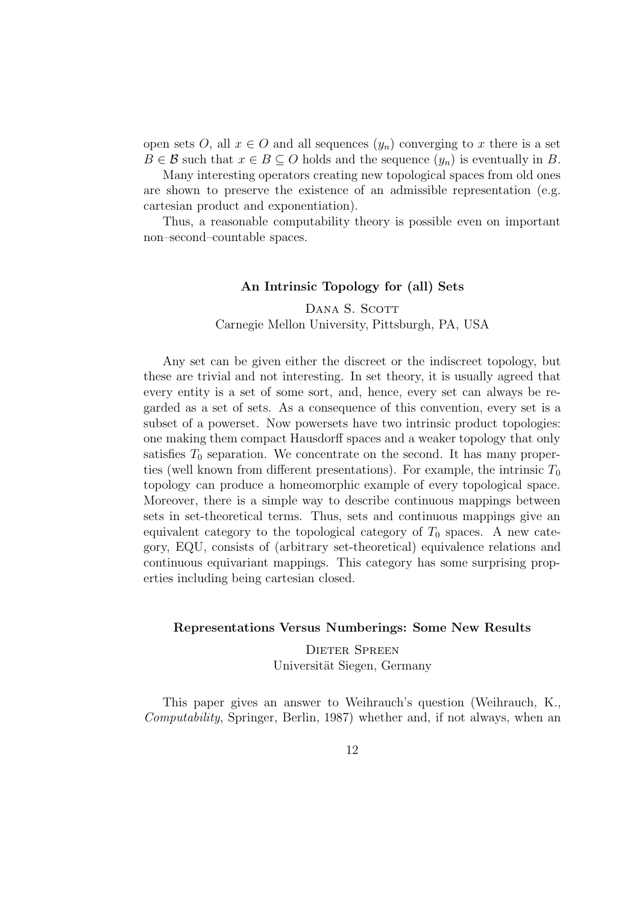open sets $O$, all $x \in O$ and all sequences $(y_n)$ converging to $x$ there is a set $B \in \mathcal{B}$ such that $x \in B \subseteq O$ holds and the sequence $(y_n)$ is eventually in $B$.

Many interesting operators creating new topological spaces from old ones are shown to preserve the existence of an admissible representation (e.g. cartesian product and exponentiation).

Thus, a reasonable computability theory is possible even on important non–second–countable spaces.

### An Intrinsic Topology for (all) Sets

Dana S. Scott
Carnegie Mellon University, Pittsburgh, PA, USA

Any set can be given either the discreet or the indiscreet topology, but these are trivial and not interesting. In set theory, it is usually agreed that every entity is a set of some sort, and, hence, every set can always be regarded as a set of sets. As a consequence of this convention, every set is a subset of a powerset. Now powersets have two intrinsic product topologies: one making them compact Hausdorff spaces and a weaker topology that only satisfies $T_0$ separation. We concentrate on the second. It has many properties (well known from different presentations). For example, the intrinsic $T_0$ topology can produce a homeomorphic example of every topological space. Moreover, there is a simple way to describe continuous mappings between sets in set-theoretical terms. Thus, sets and continuous mappings give an equivalent category to the topological category of $T_0$ spaces. A new category, EQU, consists of (arbitrary set-theoretical) equivalence relations and continuous equivariant mappings. This category has some surprising properties including being cartesian closed.

### Representations Versus Numberings: Some New Results

Dieter Spreen
Universität Siegen, Germany

This paper gives an answer to Weihrauch's question (Weihrauch, K., *Computability*, Springer, Berlin, 1987) whether and, if not always, when an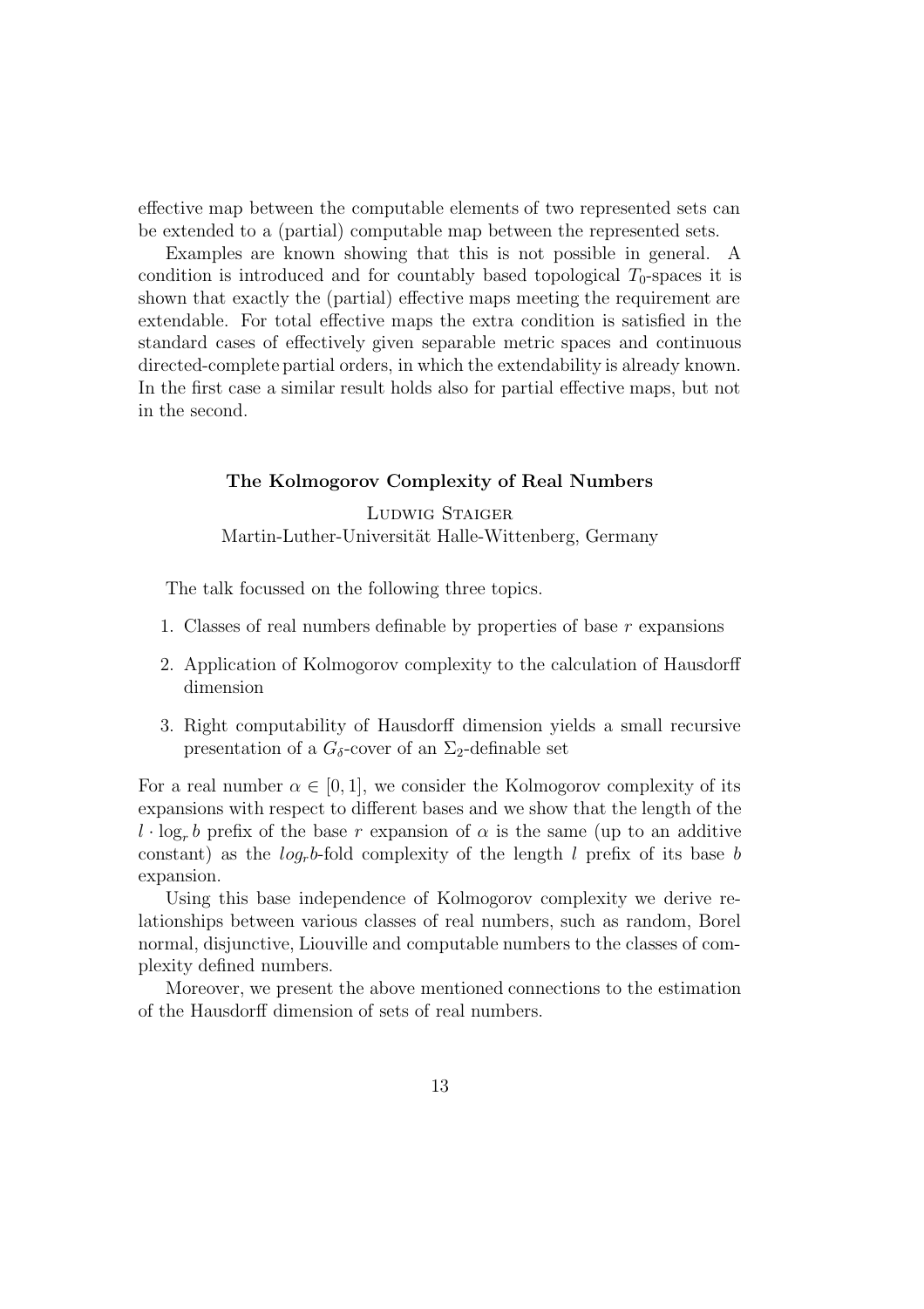effective map between the computable elements of two represented sets can be extended to a (partial) computable map between the represented sets.

Examples are known showing that this is not possible in general. A condition is introduced and for countably based topological $T_0$-spaces it is shown that exactly the (partial) effective maps meeting the requirement are extendable. For total effective maps the extra condition is satisfied in the standard cases of effectively given separable metric spaces and continuous directed-complete partial orders, in which the extendability is already known. In the first case a similar result holds also for partial effective maps, but not in the second.

### The Kolmogorov Complexity of Real Numbers

Ludwig Staiger
Martin-Luther-Universität Halle-Wittenberg, Germany

The talk focussed on the following three topics.

1. Classes of real numbers definable by properties of base $r$ expansions
2. Application of Kolmogorov complexity to the calculation of Hausdorff dimension
3. Right computability of Hausdorff dimension yields a small recursive presentation of a $G_\delta$-cover of an $\Sigma_2$-definable set

For a real number $\alpha \in [0,1]$, we consider the Kolmogorov complexity of its expansions with respect to different bases and we show that the length of the $l \cdot \log_r b$ prefix of the base $r$ expansion of $\alpha$ is the same (up to an additive constant) as the $log_r b$-fold complexity of the length $l$ prefix of its base $b$ expansion.

Using this base independence of Kolmogorov complexity we derive relationships between various classes of real numbers, such as random, Borel normal, disjunctive, Liouville and computable numbers to the classes of complexity defined numbers.

Moreover, we present the above mentioned connections to the estimation of the Hausdorff dimension of sets of real numbers.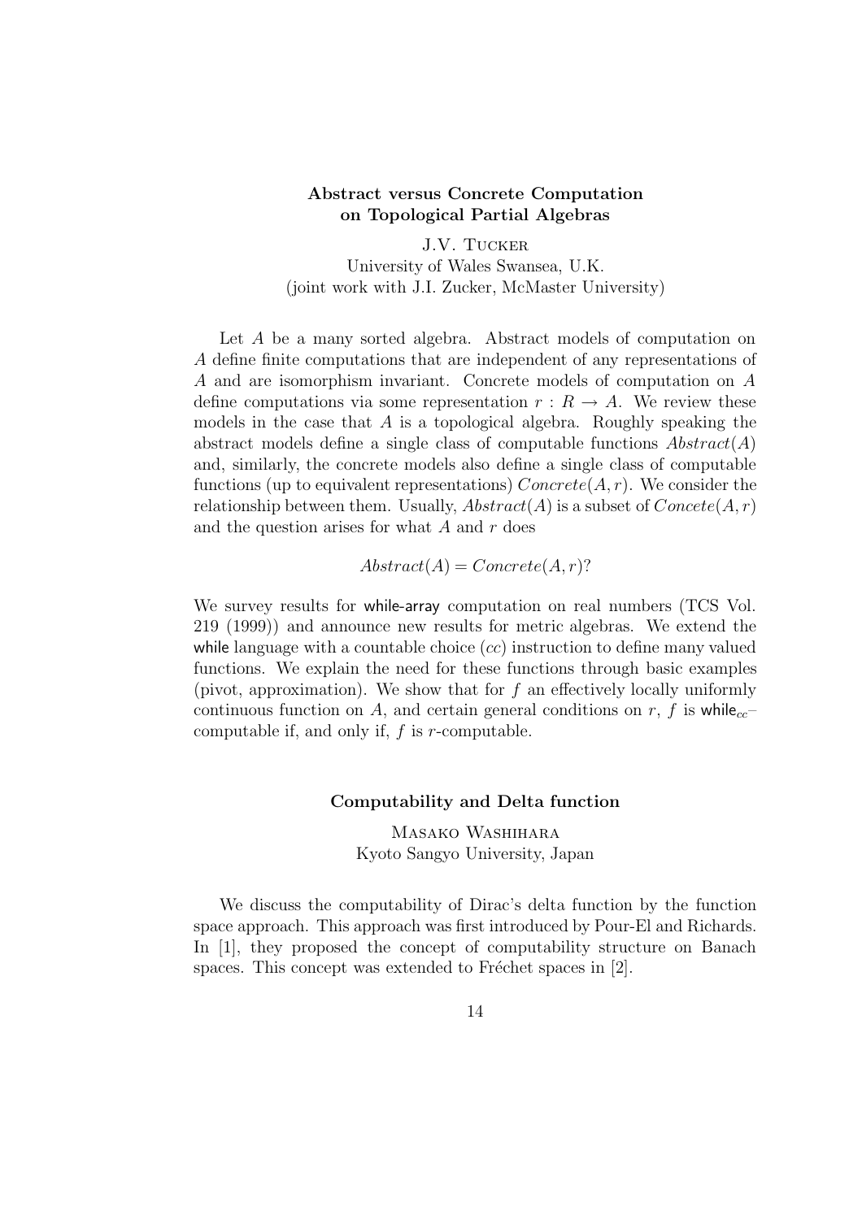## Abstract versus Concrete Computation on Topological Partial Algebras

J.V. Tucker
University of Wales Swansea, U.K.
(joint work with J.I. Zucker, McMaster University)

Let $A$ be a many sorted algebra. Abstract models of computation on $A$ define finite computations that are independent of any representations of $A$ and are isomorphism invariant. Concrete models of computation on $A$ define computations via some representation $r : R \rightarrow A$. We review these models in the case that $A$ is a topological algebra. Roughly speaking the abstract models define a single class of computable functions $Abstract(A)$ and, similarly, the concrete models also define a single class of computable functions (up to equivalent representations) $Concrete(A, r)$. We consider the relationship between them. Usually, $Abstract(A)$ is a subset of $Concete(A, r)$ and the question arises for what $A$ and $r$ does

$$Abstract(A) = Concrete(A, r)?$$

We survey results for while-array computation on real numbers (TCS Vol. 219 (1999)) and announce new results for metric algebras. We extend the while language with a countable choice ($cc$) instruction to define many valued functions. We explain the need for these functions through basic examples (pivot, approximation). We show that for $f$ an effectively locally uniformly continuous function on $A$, and certain general conditions on $r$, $f$ is $\text{while}_{cc}$–computable if, and only if, $f$ is $r$-computable.

## Computability and Delta function

Masako Washihara
Kyoto Sangyo University, Japan

We discuss the computability of Dirac's delta function by the function space approach. This approach was first introduced by Pour-El and Richards. In [1], they proposed the concept of computability structure on Banach spaces. This concept was extended to Fréchet spaces in [2].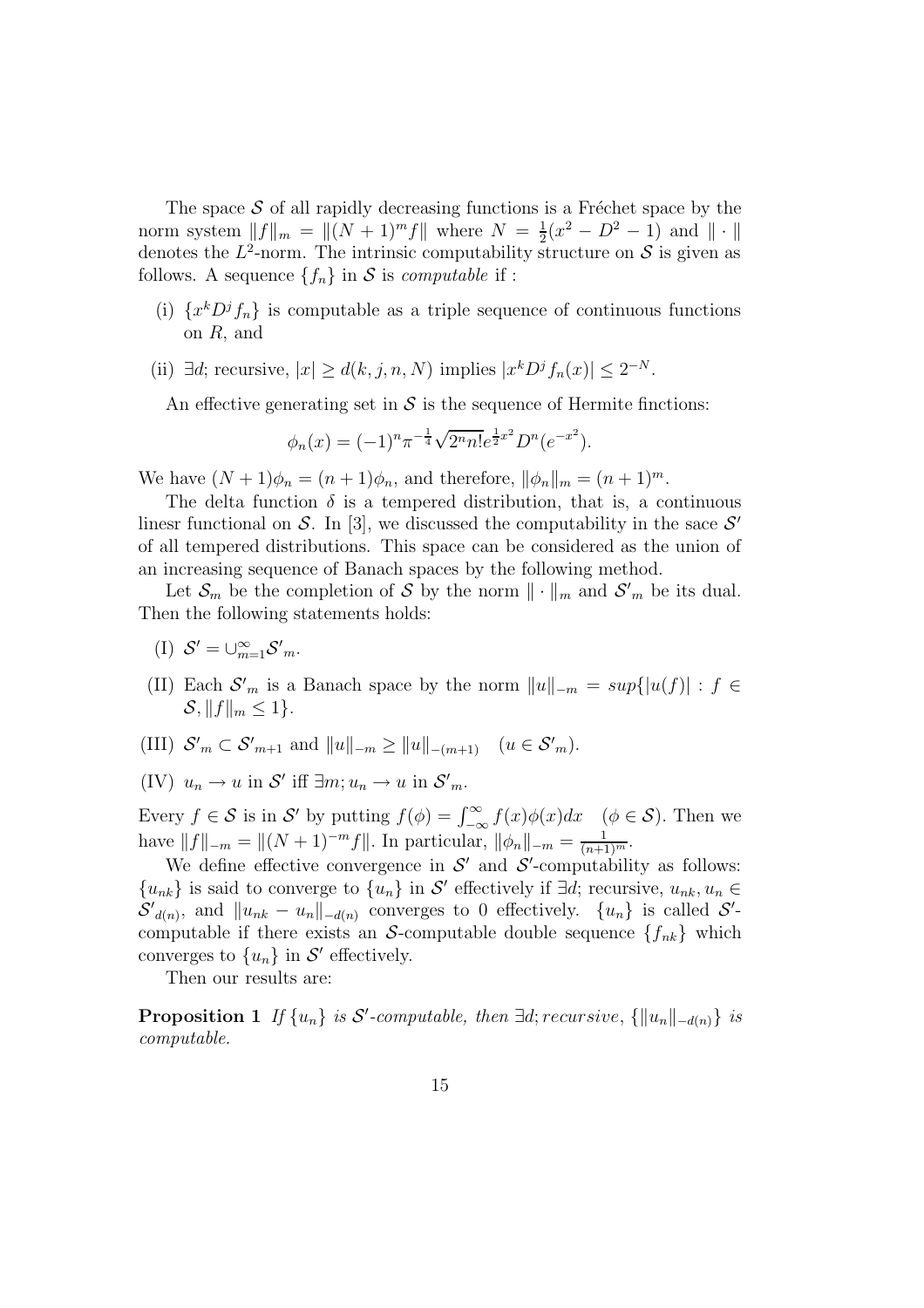The space $\mathcal{S}$ of all rapidly decreasing functions is a Fréchet space by the norm system $\|f\|_m = \|(N+1)^m f\|$ where $N = \frac{1}{2}(x^2 - D^2 - 1)$ and $\|\cdot\|$ denotes the $L^2$-norm. The intrinsic computability structure on $\mathcal{S}$ is given as follows. A sequence $\{f_n\}$ in $\mathcal{S}$ is *computable* if :

(i) $\{x^k D^j f_n\}$ is computable as a triple sequence of continuous functions on $R$, and

(ii) $\exists d$; recursive, $|x| \geq d(k, j, n, N)$ implies $|x^k D^j f_n(x)| \leq 2^{-N}$.

An effective generating set in $\mathcal{S}$ is the sequence of Hermite finctions:

$$\phi_n(x) = (-1)^n \pi^{-\frac{1}{4}} \sqrt{2^n n!} e^{\frac{1}{2}x^2} D^n(e^{-x^2}).$$

We have $(N+1)\phi_n = (n+1)\phi_n$, and therefore, $\|\phi_n\|_m = (n+1)^m$.

The delta function $\delta$ is a tempered distribution, that is, a continuous linesr functional on $\mathcal{S}$. In [3], we discussed the computability in the sace $\mathcal{S}'$ of all tempered distributions. This space can be considered as the union of an increasing sequence of Banach spaces by the following method.

Let $\mathcal{S}_m$ be the completion of $\mathcal{S}$ by the norm $\|\cdot\|_m$ and $\mathcal{S}'_m$ be its dual. Then the following statements holds:

(I) $\mathcal{S}' = \cup_{m=1}^{\infty} \mathcal{S}'_m$.

(II) Each $\mathcal{S}'_m$ is a Banach space by the norm $\|u\|_{-m} = sup\{|u(f)| : f \in \mathcal{S}, \|f\|_m \leq 1\}$.

(III) $\mathcal{S}'_m \subset \mathcal{S}'_{m+1}$ and $\|u\|_{-m} \geq \|u\|_{-(m+1)} \quad (u \in \mathcal{S}'_m)$.

(IV) $u_n \to u$ in $\mathcal{S}'$ iff $\exists m; u_n \to u$ in $\mathcal{S}'_m$.

Every $f \in \mathcal{S}$ is in $\mathcal{S}'$ by putting $f(\phi) = \int_{-\infty}^{\infty} f(x)\phi(x)dx \quad (\phi \in \mathcal{S})$. Then we have $\|f\|_{-m} = \|(N+1)^{-m} f\|$. In particular, $\|\phi_n\|_{-m} = \frac{1}{(n+1)^m}$.

We define effective convergence in $\mathcal{S}'$ and $\mathcal{S}'$-computability as follows: $\{u_{nk}\}$ is said to converge to $\{u_n\}$ in $\mathcal{S}'$ effectively if $\exists d$; recursive, $u_{nk}, u_n \in \mathcal{S}'_{d(n)}$, and $\|u_{nk} - u_n\|_{-d(n)}$ converges to 0 effectively. $\{u_n\}$ is called $\mathcal{S}'$-computable if there exists an $\mathcal{S}$-computable double sequence $\{f_{nk}\}$ which converges to $\{u_n\}$ in $\mathcal{S}'$ effectively.

Then our results are:

**Proposition 1** *If $\{u_n\}$ is $\mathcal{S}'$-computable, then $\exists d; recursive$, $\{\|u_n\|_{-d(n)}\}$ is computable.*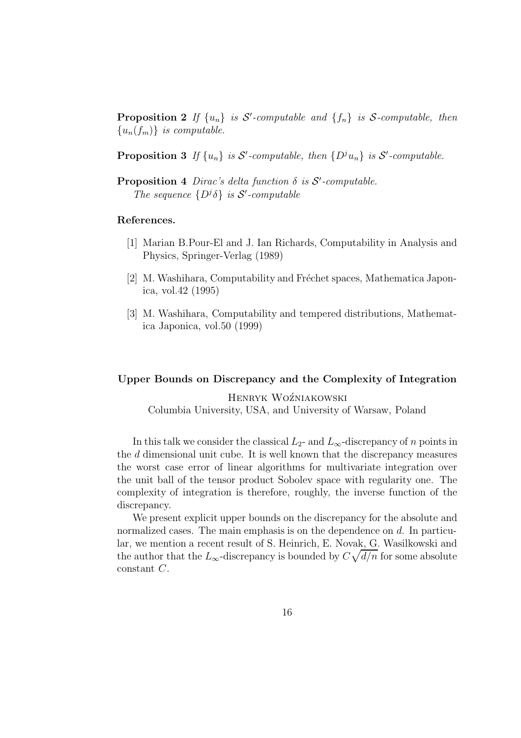**Proposition 2** *If $\{u_n\}$ is $\mathcal{S}'$-computable and $\{f_n\}$ is $\mathcal{S}$-computable, then $\{u_n(f_m)\}$ is computable.*

**Proposition 3** *If $\{u_n\}$ is $\mathcal{S}'$-computable, then $\{D^j u_n\}$ is $\mathcal{S}'$-computable.*

**Proposition 4** *Dirac's delta function $\delta$ is $\mathcal{S}'$-computable.*
*The sequence $\{D^j \delta\}$ is $\mathcal{S}'$-computable*

**References.**

[1] Marian B.Pour-El and J. Ian Richards, Computability in Analysis and Physics, Springer-Verlag (1989)

[2] M. Washihara, Computability and Fréchet spaces, Mathematica Japonica, vol.42 (1995)

[3] M. Washihara, Computability and tempered distributions, Mathematica Japonica, vol.50 (1999)

## Upper Bounds on Discrepancy and the Complexity of Integration

Henryk Woźniakowski

Columbia University, USA, and University of Warsaw, Poland

In this talk we consider the classical $L_2$- and $L_\infty$-discrepancy of $n$ points in the $d$ dimensional unit cube. It is well known that the discrepancy measures the worst case error of linear algorithms for multivariate integration over the unit ball of the tensor product Sobolev space with regularity one. The complexity of integration is therefore, roughly, the inverse function of the discrepancy.

We present explicit upper bounds on the discrepancy for the absolute and normalized cases. The main emphasis is on the dependence on $d$. In particular, we mention a recent result of S. Heinrich, E. Novak, G. Wasilkowski and the author that the $L_\infty$-discrepancy is bounded by $C\sqrt{d/n}$ for some absolute constant $C$.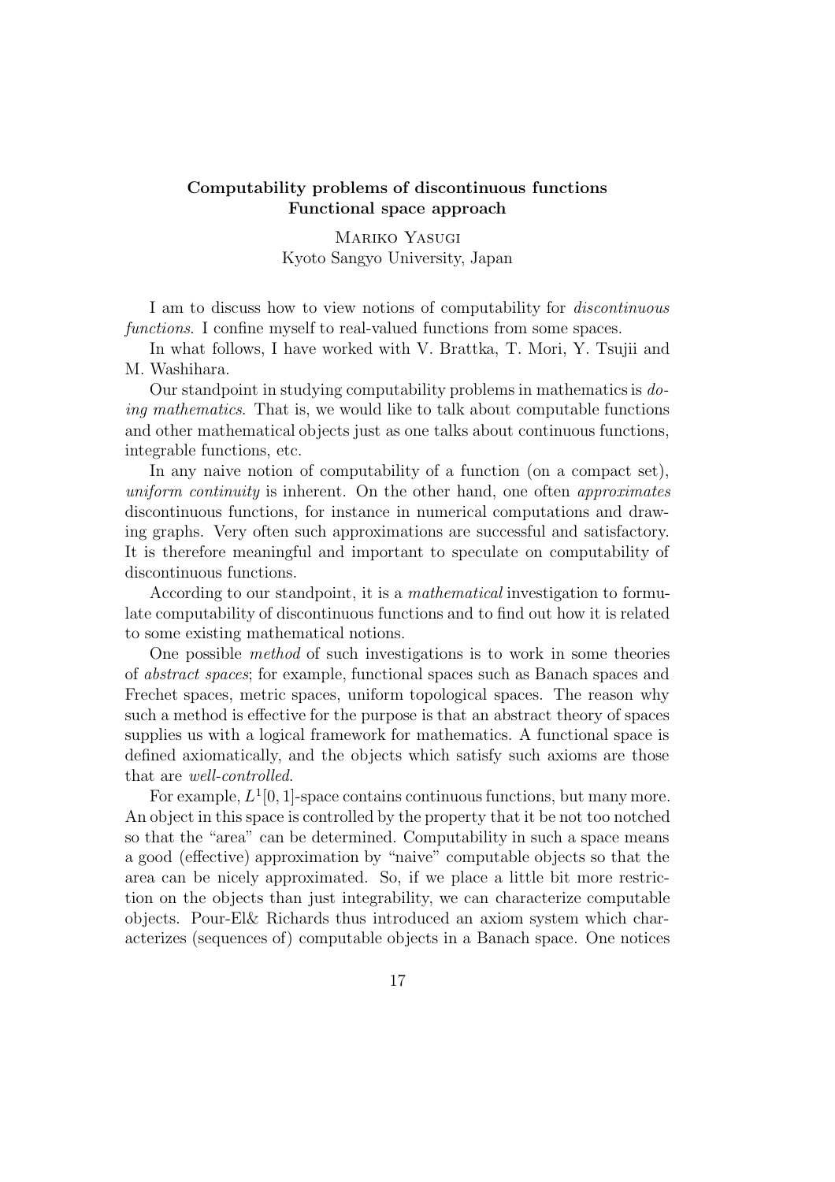## Computability problems of discontinuous functions
## Functional space approach

Mariko Yasugi
Kyoto Sangyo University, Japan

I am to discuss how to view notions of computability for *discontinuous functions*. I confine myself to real-valued functions from some spaces.

In what follows, I have worked with V. Brattka, T. Mori, Y. Tsujii and M. Washihara.

Our standpoint in studying computability problems in mathematics is *doing mathematics*. That is, we would like to talk about computable functions and other mathematical objects just as one talks about continuous functions, integrable functions, etc.

In any naive notion of computability of a function (on a compact set), *uniform continuity* is inherent. On the other hand, one often *approximates* discontinuous functions, for instance in numerical computations and drawing graphs. Very often such approximations are successful and satisfactory. It is therefore meaningful and important to speculate on computability of discontinuous functions.

According to our standpoint, it is a *mathematical* investigation to formulate computability of discontinuous functions and to find out how it is related to some existing mathematical notions.

One possible *method* of such investigations is to work in some theories of *abstract spaces*; for example, functional spaces such as Banach spaces and Frechet spaces, metric spaces, uniform topological spaces. The reason why such a method is effective for the purpose is that an abstract theory of spaces supplies us with a logical framework for mathematics. A functional space is defined axiomatically, and the objects which satisfy such axioms are those that are *well-controlled*.

For example, $L^1[0,1]$-space contains continuous functions, but many more. An object in this space is controlled by the property that it be not too notched so that the "area" can be determined. Computability in such a space means a good (effective) approximation by "naive" computable objects so that the area can be nicely approximated. So, if we place a little bit more restriction on the objects than just integrability, we can characterize computable objects. Pour-El& Richards thus introduced an axiom system which characterizes (sequences of) computable objects in a Banach space. One notices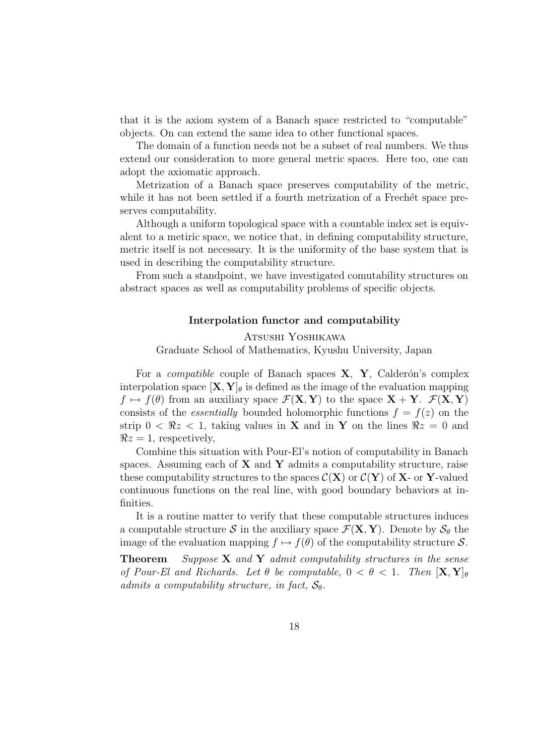that it is the axiom system of a Banach space restricted to "computable" objects. On can extend the same idea to other functional spaces.

The domain of a function needs not be a subset of real numbers. We thus extend our consideration to more general metric spaces. Here too, one can adopt the axiomatic approach.

Metrization of a Banach space preserves computability of the metric, while it has not been settled if a fourth metrization of a Frechét space preserves computability.

Although a uniform topological space with a countable index set is equivalent to a metiric space, we notice that, in defining computability structure, metric itself is not necessary. It is the uniformity of the base system that is used in describing the computability structure.

From such a standpoint, we have investigated comutability structures on abstract spaces as well as computability problems of specific objects.

### Interpolation functor and computability

Atsushi Yoshikawa

Graduate School of Mathematics, Kyushu University, Japan

For a *compatible* couple of Banach spaces $\mathbf{X}$, $\mathbf{Y}$, Calderón's complex interpolation space $[\mathbf{X}, \mathbf{Y}]_\theta$ is defined as the image of the evaluation mapping $f \mapsto f(\theta)$ from an auxiliary space $\mathcal{F}(\mathbf{X}, \mathbf{Y})$ to the space $\mathbf{X} + \mathbf{Y}$. $\mathcal{F}(\mathbf{X}, \mathbf{Y})$ consists of the *essentially* bounded holomorphic functions $f = f(z)$ on the strip $0 < \Re z < 1$, taking values in $\mathbf{X}$ and in $\mathbf{Y}$ on the lines $\Re z = 0$ and $\Re z = 1$, respcetively,

Combine this situation with Pour-El's notion of computability in Banach spaces. Assuming each of $\mathbf{X}$ and $\mathbf{Y}$ admits a computability structure, raise these computability structures to the spaces $\mathcal{C}(\mathbf{X})$ or $\mathcal{C}(\mathbf{Y})$ of $\mathbf{X}$- or $\mathbf{Y}$-valued continuous functions on the real line, with good boundary behaviors at infinities.

It is a routine matter to verify that these computable structures induces a computable structure $\mathcal{S}$ in the auxiliary space $\mathcal{F}(\mathbf{X}, \mathbf{Y})$. Denote by $\mathcal{S}_\theta$ the image of the evaluation mapping $f \mapsto f(\theta)$ of the computability structure $\mathcal{S}$.

**Theorem** *Suppose $\mathbf{X}$ and $\mathbf{Y}$ admit computability structures in the sense of Pour-El and Richards. Let $\theta$ be computable, $0 < \theta < 1$. Then $[\mathbf{X}, \mathbf{Y}]_\theta$ admits a computability structure, in fact, $\mathcal{S}_\theta$.*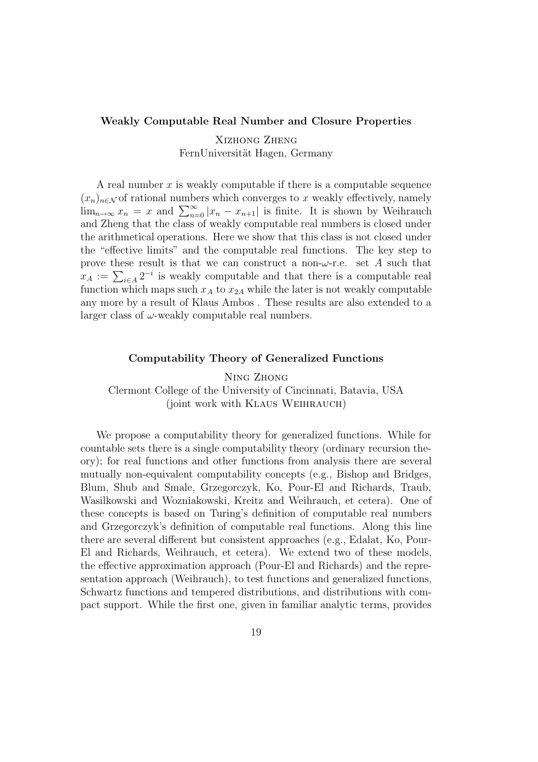### Weakly Computable Real Number and Closure Properties

Xizhong Zheng
FernUniversität Hagen, Germany

A real number $x$ is weakly computable if there is a computable sequence $(x_n)_{n\in\mathcal{N}}$ of rational numbers which converges to $x$ weakly effectively, namely $\lim_{n\to\infty} x_n = x$ and $\sum_{n=0}^{\infty} |x_n - x_{n+1}|$ is finite. It is shown by Weihrauch and Zheng that the class of weakly computable real numbers is closed under the arithmetical operations. Here we show that this class is not closed under the "effective limits" and the computable real functions. The key step to prove these result is that we can construct a non-$\omega$-r.e. set $A$ such that $x_A := \sum_{i\in A} 2^{-i}$ is weakly computable and that there is a computable real function which maps such $x_A$ to $x_{2A}$ while the later is not weakly computable any more by a result of Klaus Ambos . These results are also extended to a larger class of $\omega$-weakly computable real numbers.

### Computability Theory of Generalized Functions

Ning Zhong
Clermont College of the University of Cincinnati, Batavia, USA
(joint work with Klaus Weihrauch)

We propose a computability theory for generalized functions. While for countable sets there is a single computability theory (ordinary recursion theory); for real functions and other functions from analysis there are several mutually non-equivalent computability concepts (e.g., Bishop and Bridges, Blum, Shub and Smale, Grzegorczyk, Ko, Pour-El and Richards, Traub, Wasilkowski and Wozniakowski, Kreitz and Weihrauch, et cetera). One of these concepts is based on Turing's definition of computable real numbers and Grzegorczyk's definition of computable real functions. Along this line there are several different but consistent approaches (e.g., Edalat, Ko, Pour-El and Richards, Weihrauch, et cetera). We extend two of these models, the effective approximation approach (Pour-El and Richards) and the representation approach (Weihrauch), to test functions and generalized functions, Schwartz functions and tempered distributions, and distributions with compact support. While the first one, given in familiar analytic terms, provides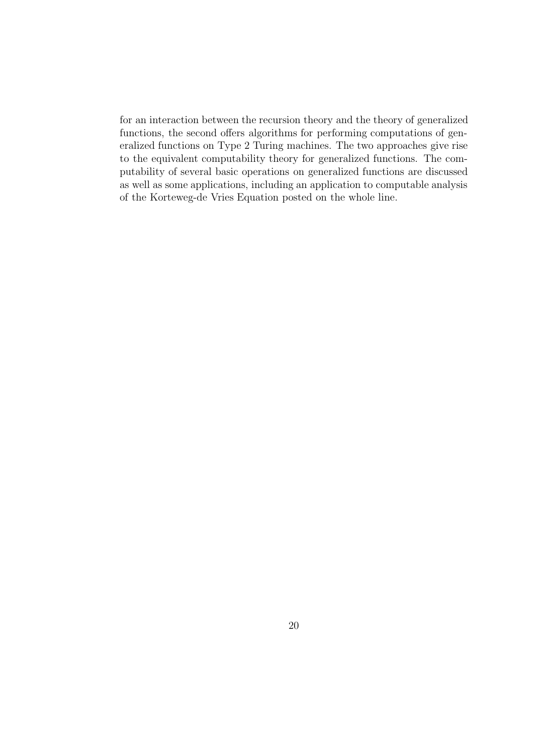for an interaction between the recursion theory and the theory of generalized functions, the second offers algorithms for performing computations of generalized functions on Type 2 Turing machines. The two approaches give rise to the equivalent computability theory for generalized functions. The computability of several basic operations on generalized functions are discussed as well as some applications, including an application to computable analysis of the Korteweg-de Vries Equation posted on the whole line.